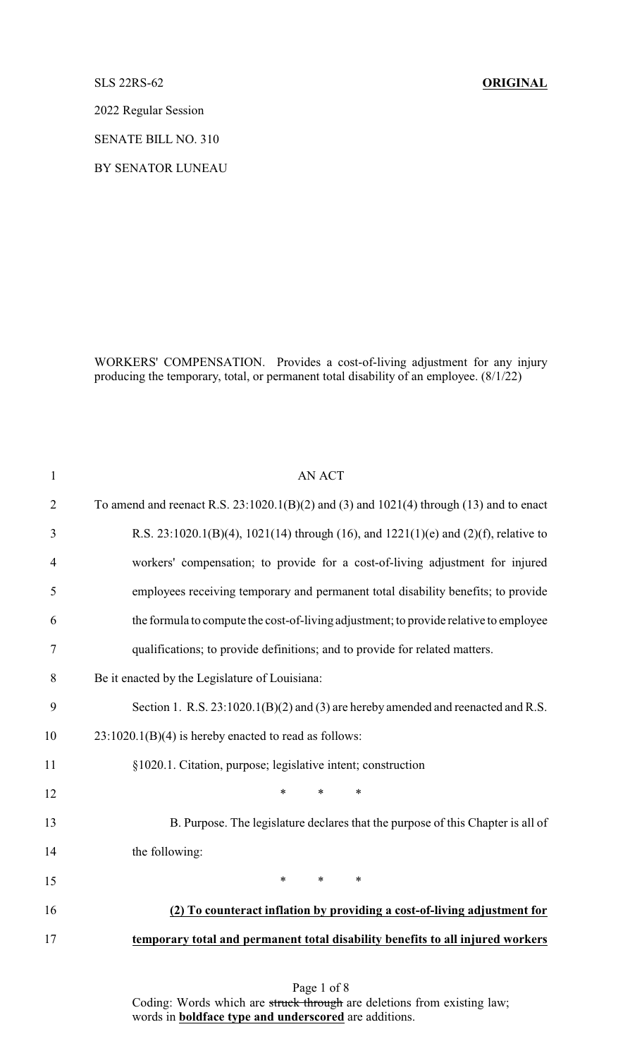SLS 22RS-62 **ORIGINAL**

2022 Regular Session

SENATE BILL NO. 310

BY SENATOR LUNEAU

WORKERS' COMPENSATION. Provides a cost-of-living adjustment for any injury producing the temporary, total, or permanent total disability of an employee. (8/1/22)

AN ACT

To amend and reenact R.S. 23:1020.1(B)(2) and (3) and 1021(4) through (13) and to enact R.S. 23:1020.1(B)(4), 1021(14) through (16), and 1221(1)(e) and (2)(f), relative to workers' compensation; to provide for a cost-of-living adjustment for injured employees receiving temporary and permanent total disability benefits; to provide the formula to compute the cost-of-living adjustment; to provide relative to employee qualifications; to provide definitions; and to provide for related matters.

Be it enacted by the Legislature of Louisiana:

Section 1. R.S. 23:1020.1(B)(2) and (3) are hereby amended and reenacted and R.S. 23:1020.1(B)(4) is hereby enacted to read as follows:

§1020.1. Citation, purpose; legislative intent; construction

\* \* \*

B. Purpose. The legislature declares that the purpose of this Chapter is all of the following:

\* \* \*

**(2) To counteract inflation by providing a cost-of-living adjustment for temporary total and permanent total disability benefits to all injured workers**

Coding: Words which are ~~struck through~~ are deletions from existing law; words in **boldface type and underscored** are additions.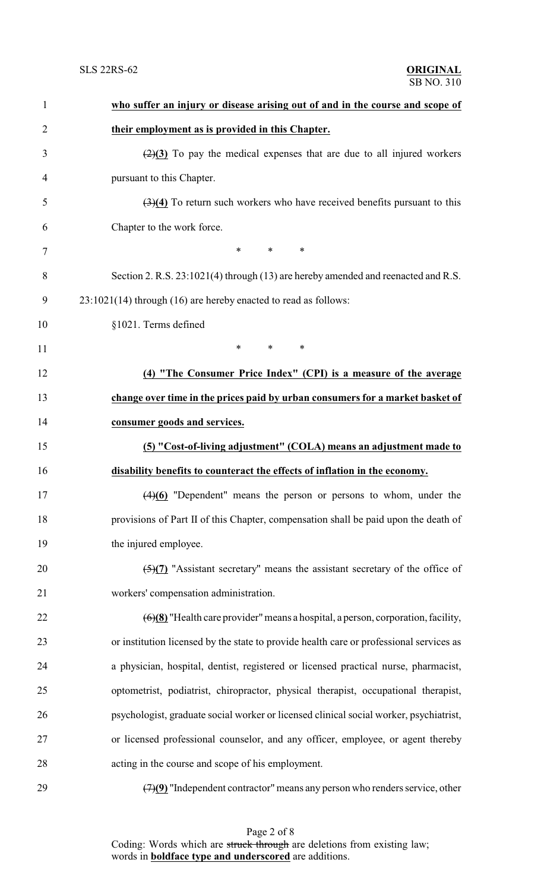**who suffer an injury or disease arising out of and in the course and scope of their employment as is provided in this Chapter.**

~~(2)~~**(3)** To pay the medical expenses that are due to all injured workers pursuant to this Chapter.

~~(3)~~**(4)** To return such workers who have received benefits pursuant to this Chapter to the work force.

\* \* \*

Section 2. R.S. 23:1021(4) through (13) are hereby amended and reenacted and R.S. 23:1021(14) through (16) are hereby enacted to read as follows:

§1021. Terms defined

\* \* \*

**(4) "The Consumer Price Index" (CPI) is a measure of the average change over time in the prices paid by urban consumers for a market basket of consumer goods and services.**

**(5) "Cost-of-living adjustment" (COLA) means an adjustment made to disability benefits to counteract the effects of inflation in the economy.**

~~(4)~~**(6)** "Dependent" means the person or persons to whom, under the provisions of Part II of this Chapter, compensation shall be paid upon the death of the injured employee.

~~(5)~~**(7)** "Assistant secretary" means the assistant secretary of the office of workers' compensation administration.

~~(6)~~**(8)** "Health care provider" means a hospital, a person, corporation, facility, or institution licensed by the state to provide health care or professional services as a physician, hospital, dentist, registered or licensed practical nurse, pharmacist, optometrist, podiatrist, chiropractor, physical therapist, occupational therapist, psychologist, graduate social worker or licensed clinical social worker, psychiatrist, or licensed professional counselor, and any officer, employee, or agent thereby acting in the course and scope of his employment.

~~(7)~~**(9)** "Independent contractor" means any person who renders service, other

Coding: Words which are ~~struck through~~ are deletions from existing law; words in **boldface type and underscored** are additions.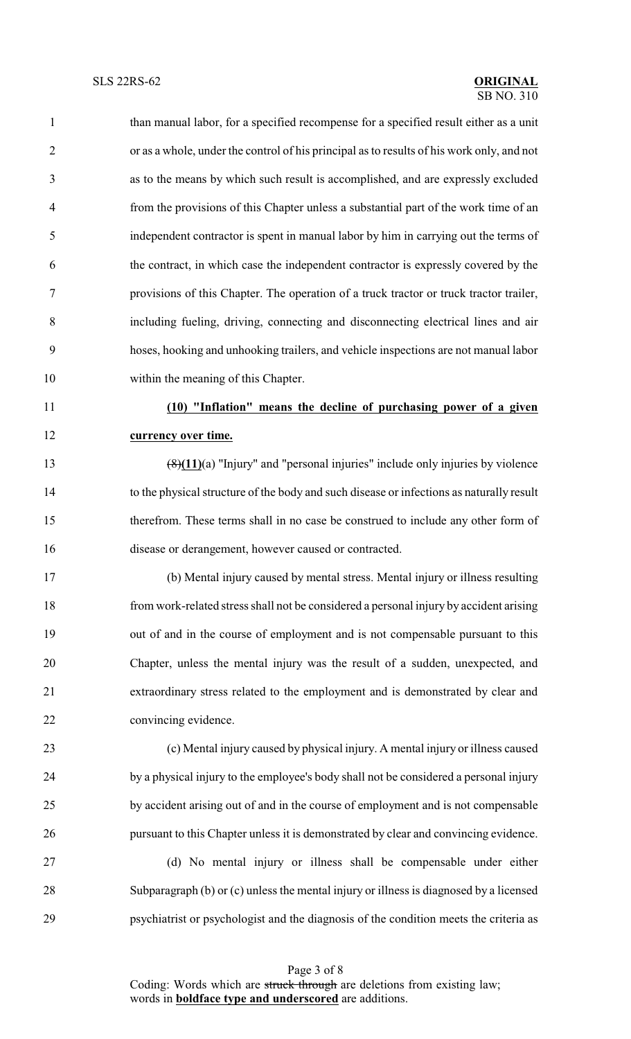than manual labor, for a specified recompense for a specified result either as a unit or as a whole, under the control of his principal as to results of his work only, and not as to the means by which such result is accomplished, and are expressly excluded from the provisions of this Chapter unless a substantial part of the work time of an independent contractor is spent in manual labor by him in carrying out the terms of the contract, in which case the independent contractor is expressly covered by the provisions of this Chapter. The operation of a truck tractor or truck tractor trailer, including fueling, driving, connecting and disconnecting electrical lines and air hoses, hooking and unhooking trailers, and vehicle inspections are not manual labor within the meaning of this Chapter.

**(10) "Inflation" means the decline of purchasing power of a given currency over time.**

~~(8)~~**(11)**(a) "Injury" and "personal injuries" include only injuries by violence to the physical structure of the body and such disease or infections as naturally result therefrom. These terms shall in no case be construed to include any other form of disease or derangement, however caused or contracted.

(b) Mental injury caused by mental stress. Mental injury or illness resulting from work-related stress shall not be considered a personal injury by accident arising out of and in the course of employment and is not compensable pursuant to this Chapter, unless the mental injury was the result of a sudden, unexpected, and extraordinary stress related to the employment and is demonstrated by clear and convincing evidence.

(c) Mental injury caused by physical injury. A mental injury or illness caused by a physical injury to the employee's body shall not be considered a personal injury by accident arising out of and in the course of employment and is not compensable pursuant to this Chapter unless it is demonstrated by clear and convincing evidence.

(d) No mental injury or illness shall be compensable under either Subparagraph (b) or (c) unless the mental injury or illness is diagnosed by a licensed psychiatrist or psychologist and the diagnosis of the condition meets the criteria as

Coding: Words which are ~~struck through~~ are deletions from existing law; words in **boldface type and underscored** are additions.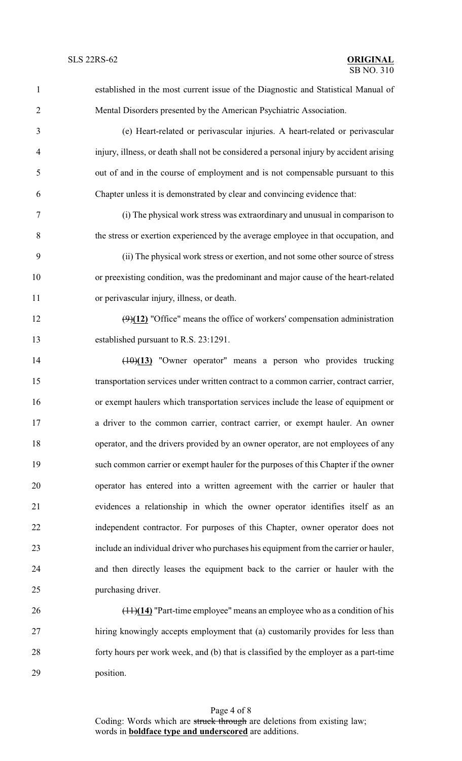established in the most current issue of the Diagnostic and Statistical Manual of Mental Disorders presented by the American Psychiatric Association.

(e) Heart-related or perivascular injuries. A heart-related or perivascular injury, illness, or death shall not be considered a personal injury by accident arising out of and in the course of employment and is not compensable pursuant to this Chapter unless it is demonstrated by clear and convincing evidence that:

(i) The physical work stress was extraordinary and unusual in comparison to the stress or exertion experienced by the average employee in that occupation, and

(ii) The physical work stress or exertion, and not some other source of stress or preexisting condition, was the predominant and major cause of the heart-related or perivascular injury, illness, or death.

~~(9)~~**(12)** "Office" means the office of workers' compensation administration established pursuant to R.S. 23:1291.

~~(10)~~**(13)** "Owner operator" means a person who provides trucking transportation services under written contract to a common carrier, contract carrier, or exempt haulers which transportation services include the lease of equipment or a driver to the common carrier, contract carrier, or exempt hauler. An owner operator, and the drivers provided by an owner operator, are not employees of any such common carrier or exempt hauler for the purposes of this Chapter if the owner operator has entered into a written agreement with the carrier or hauler that evidences a relationship in which the owner operator identifies itself as an independent contractor. For purposes of this Chapter, owner operator does not include an individual driver who purchases his equipment from the carrier or hauler, and then directly leases the equipment back to the carrier or hauler with the purchasing driver.

~~(11)~~**(14)** "Part-time employee" means an employee who as a condition of his hiring knowingly accepts employment that (a) customarily provides for less than forty hours per work week, and (b) that is classified by the employer as a part-time position.

Coding: Words which are ~~struck through~~ are deletions from existing law; words in **boldface type and underscored** are additions.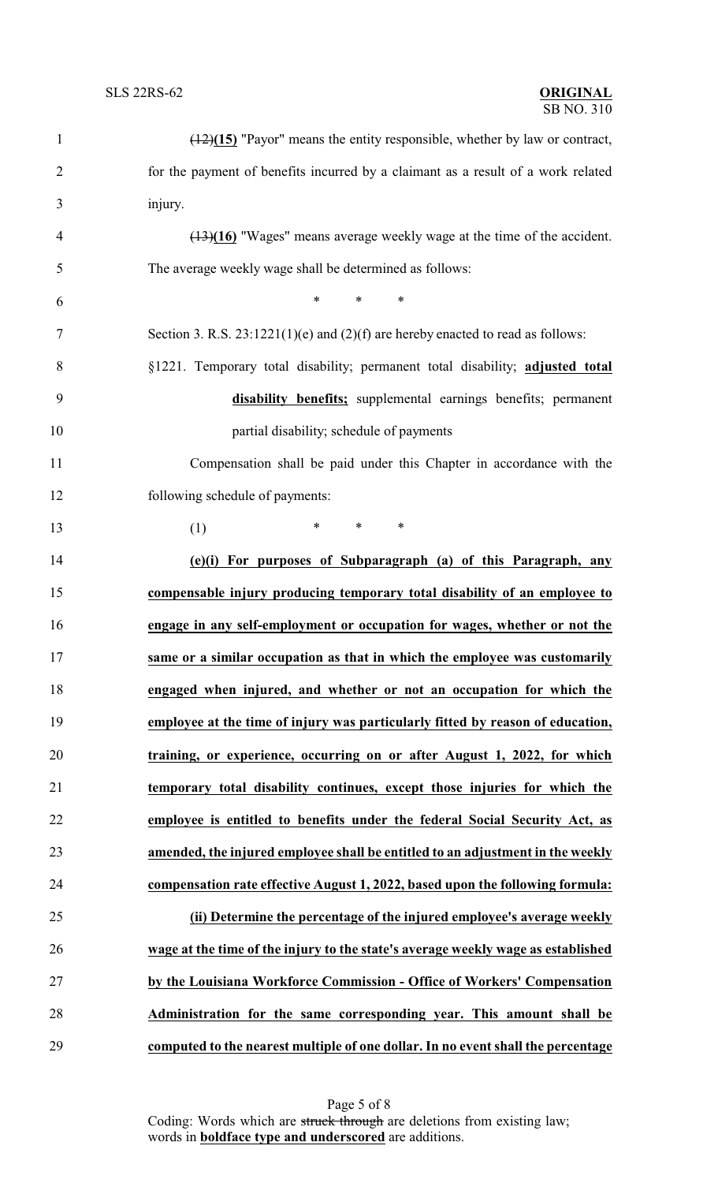~~(12)~~**(15)** "Payor" means the entity responsible, whether by law or contract, for the payment of benefits incurred by a claimant as a result of a work related injury.

~~(13)~~**(16)** "Wages" means average weekly wage at the time of the accident. The average weekly wage shall be determined as follows:

\* \* \*

Section 3. R.S. 23:1221(1)(e) and (2)(f) are hereby enacted to read as follows:

§1221. Temporary total disability; permanent total disability; **adjusted total disability benefits;** supplemental earnings benefits; permanent partial disability; schedule of payments

Compensation shall be paid under this Chapter in accordance with the following schedule of payments:

(1) \* \* \*

**(e)(i) For purposes of Subparagraph (a) of this Paragraph, any compensable injury producing temporary total disability of an employee to engage in any self-employment or occupation for wages, whether or not the same or a similar occupation as that in which the employee was customarily engaged when injured, and whether or not an occupation for which the employee at the time of injury was particularly fitted by reason of education, training, or experience, occurring on or after August 1, 2022, for which temporary total disability continues, except those injuries for which the employee is entitled to benefits under the federal Social Security Act, as amended, the injured employee shall be entitled to an adjustment in the weekly compensation rate effective August 1, 2022, based upon the following formula:**

**(ii) Determine the percentage of the injured employee's average weekly wage at the time of the injury to the state's average weekly wage as established by the Louisiana Workforce Commission - Office of Workers' Compensation Administration for the same corresponding year. This amount shall be computed to the nearest multiple of one dollar. In no event shall the percentage**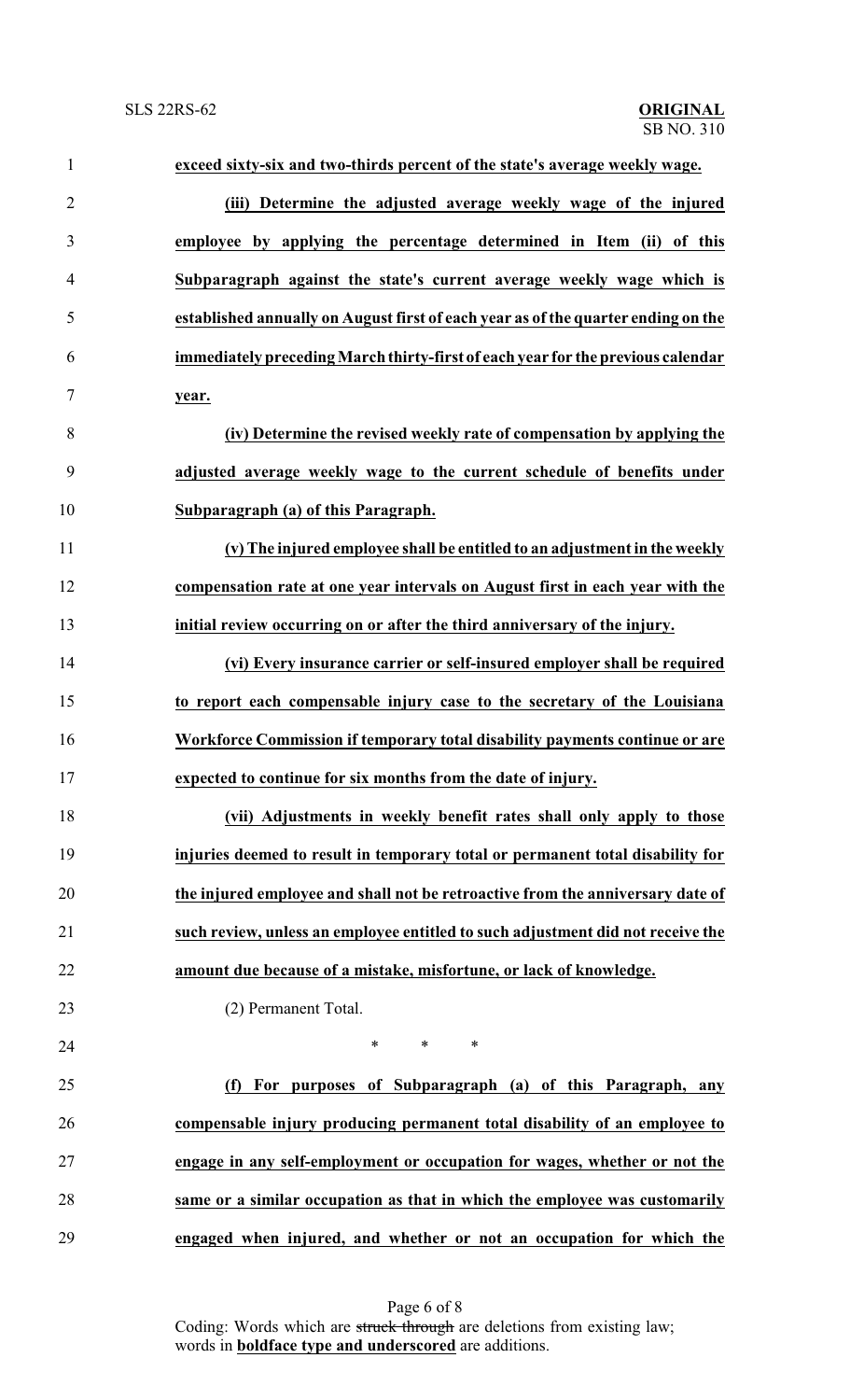**exceed sixty-six and two-thirds percent of the state's average weekly wage.**

**(iii) Determine the adjusted average weekly wage of the injured employee by applying the percentage determined in Item (ii) of this Subparagraph against the state's current average weekly wage which is established annually on August first of each year as of the quarter ending on the immediately preceding March thirty-first of each year for the previous calendar year.**

**(iv) Determine the revised weekly rate of compensation by applying the adjusted average weekly wage to the current schedule of benefits under Subparagraph (a) of this Paragraph.**

**(v) The injured employee shall be entitled to an adjustment in the weekly compensation rate at one year intervals on August first in each year with the initial review occurring on or after the third anniversary of the injury.**

**(vi) Every insurance carrier or self-insured employer shall be required to report each compensable injury case to the secretary of the Louisiana Workforce Commission if temporary total disability payments continue or are expected to continue for six months from the date of injury.**

**(vii) Adjustments in weekly benefit rates shall only apply to those injuries deemed to result in temporary total or permanent total disability for the injured employee and shall not be retroactive from the anniversary date of such review, unless an employee entitled to such adjustment did not receive the amount due because of a mistake, misfortune, or lack of knowledge.**

(2) Permanent Total.

\* \* \*

**(f) For purposes of Subparagraph (a) of this Paragraph, any compensable injury producing permanent total disability of an employee to engage in any self-employment or occupation for wages, whether or not the same or a similar occupation as that in which the employee was customarily engaged when injured, and whether or not an occupation for which the**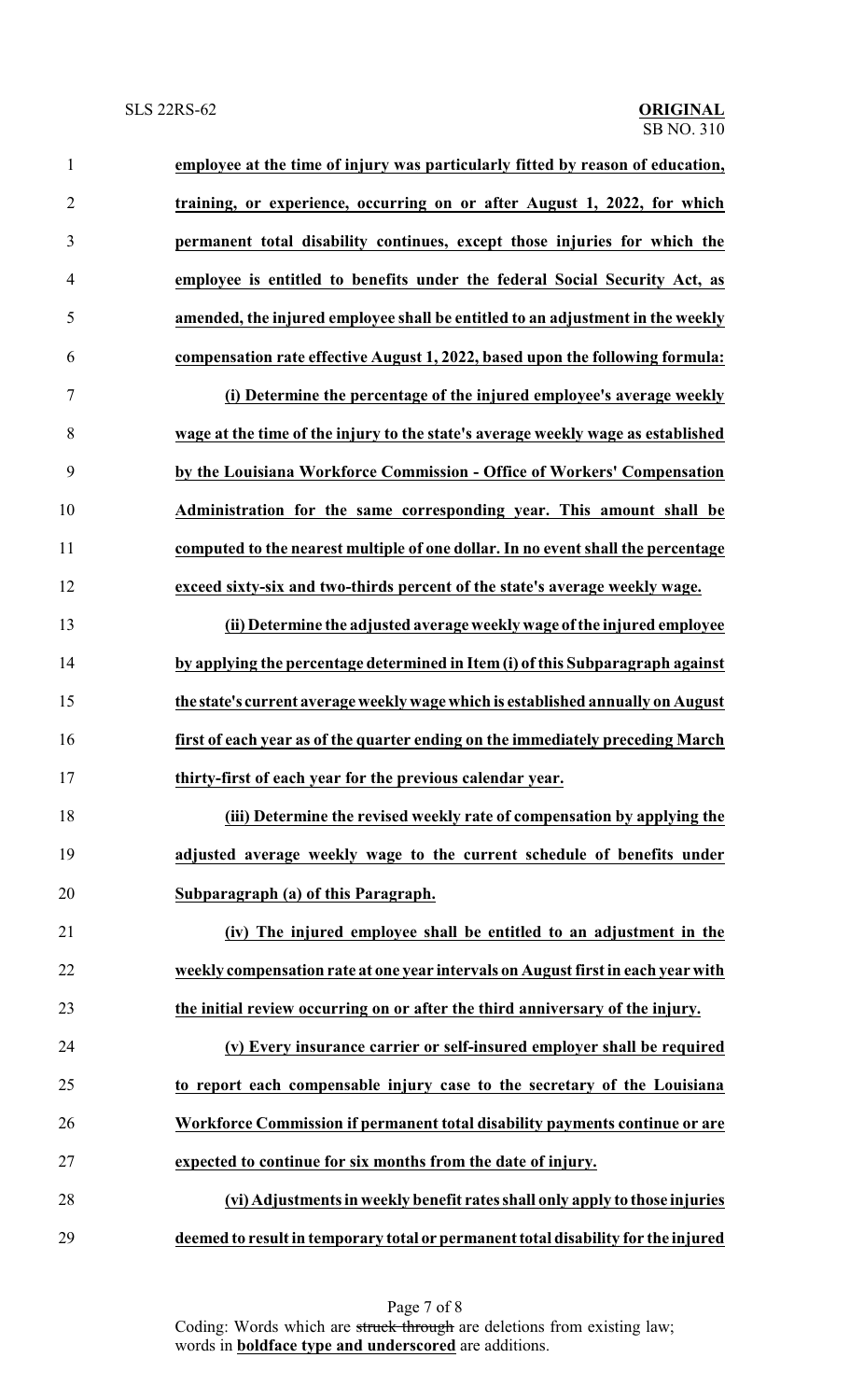**employee at the time of injury was particularly fitted by reason of education, training, or experience, occurring on or after August 1, 2022, for which permanent total disability continues, except those injuries for which the employee is entitled to benefits under the federal Social Security Act, as amended, the injured employee shall be entitled to an adjustment in the weekly compensation rate effective August 1, 2022, based upon the following formula:**

**(i) Determine the percentage of the injured employee's average weekly wage at the time of the injury to the state's average weekly wage as established by the Louisiana Workforce Commission - Office of Workers' Compensation Administration for the same corresponding year. This amount shall be computed to the nearest multiple of one dollar. In no event shall the percentage exceed sixty-six and two-thirds percent of the state's average weekly wage.**

**(ii) Determine the adjusted average weekly wage of the injured employee by applying the percentage determined in Item (i) of this Subparagraph against the state's current average weekly wage which is established annually on August first of each year as of the quarter ending on the immediately preceding March thirty-first of each year for the previous calendar year.**

**(iii) Determine the revised weekly rate of compensation by applying the adjusted average weekly wage to the current schedule of benefits under Subparagraph (a) of this Paragraph.**

**(iv) The injured employee shall be entitled to an adjustment in the weekly compensation rate at one year intervals on August first in each year with the initial review occurring on or after the third anniversary of the injury.**

**(v) Every insurance carrier or self-insured employer shall be required to report each compensable injury case to the secretary of the Louisiana Workforce Commission if permanent total disability payments continue or are expected to continue for six months from the date of injury.**

**(vi) Adjustments in weekly benefit rates shall only apply to those injuries deemed to result in temporary total or permanent total disability for the injured**

Coding: Words which are ~~struck through~~ are deletions from existing law; words in **boldface type and underscored** are additions.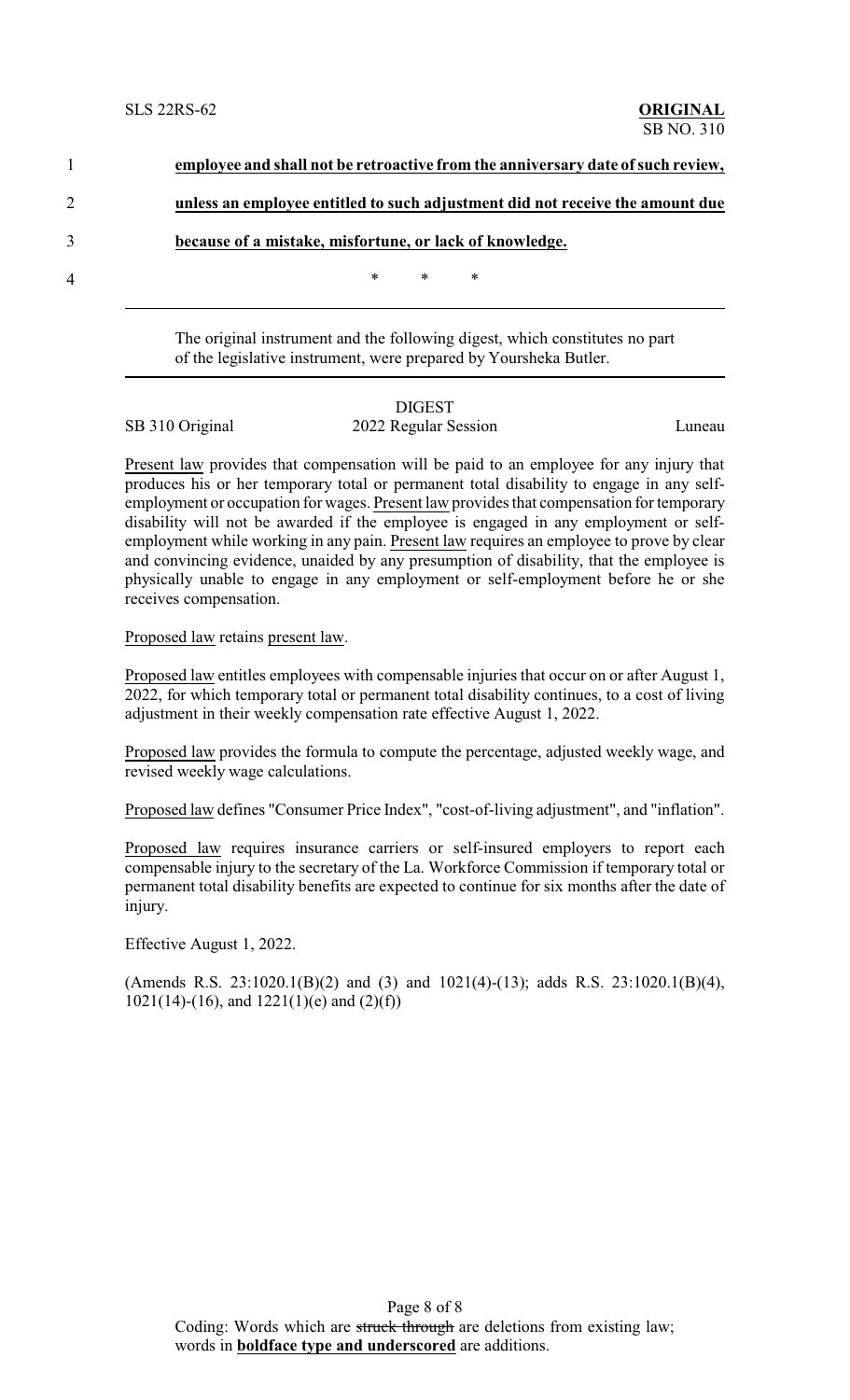1 **employee and shall not be retroactive from the anniversary date of such review,**

2 **unless an employee entitled to such adjustment did not receive the amount due**

3 **because of a mistake, misfortune, or lack of knowledge.**

4 \* \* \*

---

The original instrument and the following digest, which constitutes no part of the legislative instrument, were prepared by Yoursheka Butler.

---

DIGEST

SB 310 Original 2022 Regular Session Luneau

Present law provides that compensation will be paid to an employee for any injury that produces his or her temporary total or permanent total disability to engage in any self-employment or occupation for wages. Present law provides that compensation for temporary disability will not be awarded if the employee is engaged in any employment or self-employment while working in any pain. Present law requires an employee to prove by clear and convincing evidence, unaided by any presumption of disability, that the employee is physically unable to engage in any employment or self-employment before he or she receives compensation.

Proposed law retains present law.

Proposed law entitles employees with compensable injuries that occur on or after August 1, 2022, for which temporary total or permanent total disability continues, to a cost of living adjustment in their weekly compensation rate effective August 1, 2022.

Proposed law provides the formula to compute the percentage, adjusted weekly wage, and revised weekly wage calculations.

Proposed law defines "Consumer Price Index", "cost-of-living adjustment", and "inflation".

Proposed law requires insurance carriers or self-insured employers to report each compensable injury to the secretary of the La. Workforce Commission if temporary total or permanent total disability benefits are expected to continue for six months after the date of injury.

Effective August 1, 2022.

(Amends R.S. 23:1020.1(B)(2) and (3) and 1021(4)-(13); adds R.S. 23:1020.1(B)(4), 1021(14)-(16), and 1221(1)(e) and (2)(f))

Coding: Words which are ~~struck through~~ are deletions from existing law; words in **boldface type and underscored** are additions.